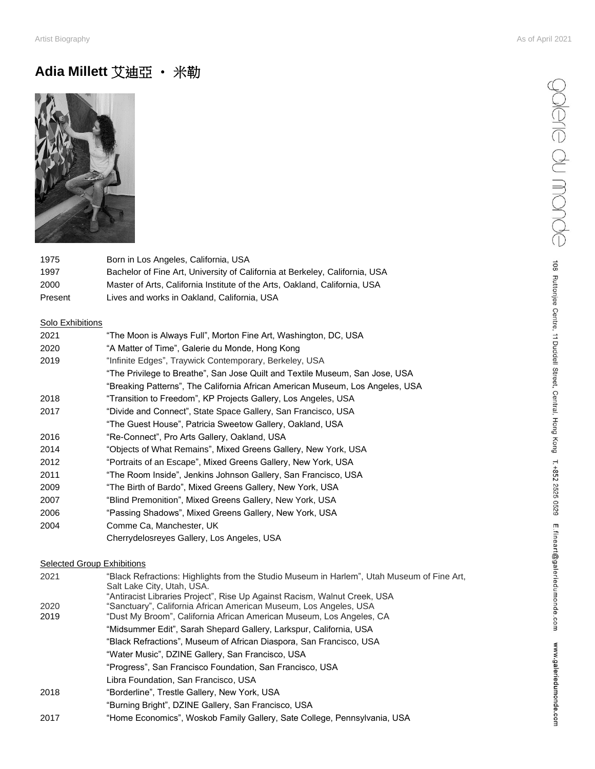# Adia Millett 艾迪亞 • 米勒

| | |
|---|---|
| 1975 | Born in Los Angeles, California, USA |
| 1997 | Bachelor of Fine Art, University of California at Berkeley, California, USA |
| 2000 | Master of Arts, California Institute of the Arts, Oakland, California, USA |
| Present | Lives and works in Oakland, California, USA |

## Solo Exhibitions

| | |
|---|---|
| 2021 | "The Moon is Always Full", Morton Fine Art, Washington, DC, USA |
| 2020 | "A Matter of Time", Galerie du Monde, Hong Kong |
| 2019 | "Infinite Edges", Traywick Contemporary, Berkeley, USA |
| | "The Privilege to Breathe", San Jose Quilt and Textile Museum, San Jose, USA |
| | "Breaking Patterns", The California African American Museum, Los Angeles, USA |
| 2018 | "Transition to Freedom", KP Projects Gallery, Los Angeles, USA |
| 2017 | "Divide and Connect", State Space Gallery, San Francisco, USA |
| | "The Guest House", Patricia Sweetow Gallery, Oakland, USA |
| 2016 | "Re-Connect", Pro Arts Gallery, Oakland, USA |
| 2014 | "Objects of What Remains", Mixed Greens Gallery, New York, USA |
| 2012 | "Portraits of an Escape", Mixed Greens Gallery, New York, USA |
| 2011 | "The Room Inside", Jenkins Johnson Gallery, San Francisco, USA |
| 2009 | "The Birth of Bardo", Mixed Greens Gallery, New York, USA |
| 2007 | "Blind Premonition", Mixed Greens Gallery, New York, USA |
| 2006 | "Passing Shadows", Mixed Greens Gallery, New York, USA |
| 2004 | Comme Ca, Manchester, UK |
| | Cherrydelosreyes Gallery, Los Angeles, USA |

## Selected Group Exhibitions

| | |
|---|---|
| 2021 | "Black Refractions: Highlights from the Studio Museum in Harlem", Utah Museum of Fine Art, Salt Lake City, Utah, USA. |
| | "Antiracist Libraries Project", Rise Up Against Racism, Walnut Creek, USA |
| 2020 | "Sanctuary", California African American Museum, Los Angeles, USA |
| 2019 | "Dust My Broom", California African American Museum, Los Angeles, CA |
| | "Midsummer Edit", Sarah Shepard Gallery, Larkspur, California, USA |
| | "Black Refractions", Museum of African Diaspora, San Francisco, USA |
| | "Water Music", DZINE Gallery, San Francisco, USA |
| | "Progress", San Francisco Foundation, San Francisco, USA |
| | Libra Foundation, San Francisco, USA |
| 2018 | "Borderline", Trestle Gallery, New York, USA |
| | "Burning Bright", DZINE Gallery, San Francisco, USA |
| 2017 | "Home Economics", Woskob Family Gallery, Sate College, Pennsylvania, USA |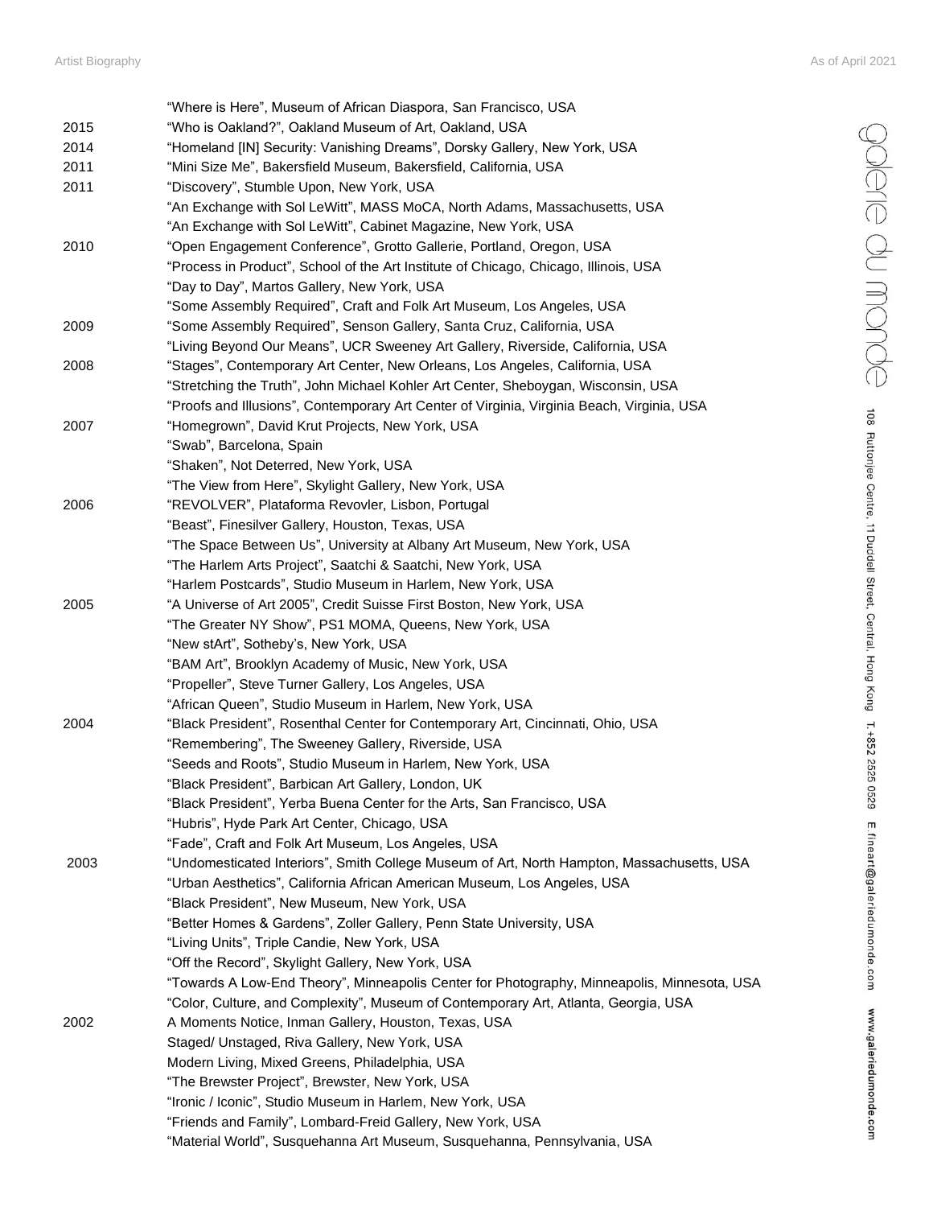| | |
|---|---|
| | "Where is Here", Museum of African Diaspora, San Francisco, USA |
| 2015 | "Who is Oakland?", Oakland Museum of Art, Oakland, USA |
| 2014 | "Homeland [IN] Security: Vanishing Dreams", Dorsky Gallery, New York, USA |
| 2011 | "Mini Size Me", Bakersfield Museum, Bakersfield, California, USA |
| 2011 | "Discovery", Stumble Upon, New York, USA |
| | "An Exchange with Sol LeWitt", MASS MoCA, North Adams, Massachusetts, USA |
| | "An Exchange with Sol LeWitt", Cabinet Magazine, New York, USA |
| 2010 | "Open Engagement Conference", Grotto Gallerie, Portland, Oregon, USA |
| | "Process in Product", School of the Art Institute of Chicago, Chicago, Illinois, USA |
| | "Day to Day", Martos Gallery, New York, USA |
| | "Some Assembly Required", Craft and Folk Art Museum, Los Angeles, USA |
| 2009 | "Some Assembly Required", Senson Gallery, Santa Cruz, California, USA |
| | "Living Beyond Our Means", UCR Sweeney Art Gallery, Riverside, California, USA |
| 2008 | "Stages", Contemporary Art Center, New Orleans, Los Angeles, California, USA |
| | "Stretching the Truth", John Michael Kohler Art Center, Sheboygan, Wisconsin, USA |
| | "Proofs and Illusions", Contemporary Art Center of Virginia, Virginia Beach, Virginia, USA |
| 2007 | "Homegrown", David Krut Projects, New York, USA |
| | "Swab", Barcelona, Spain |
| | "Shaken", Not Deterred, New York, USA |
| | "The View from Here", Skylight Gallery, New York, USA |
| 2006 | "REVOLVER", Plataforma Revovler, Lisbon, Portugal |
| | "Beast", Finesilver Gallery, Houston, Texas, USA |
| | "The Space Between Us", University at Albany Art Museum, New York, USA |
| | "The Harlem Arts Project", Saatchi & Saatchi, New York, USA |
| | "Harlem Postcards", Studio Museum in Harlem, New York, USA |
| 2005 | "A Universe of Art 2005", Credit Suisse First Boston, New York, USA |
| | "The Greater NY Show", PS1 MOMA, Queens, New York, USA |
| | "New stArt", Sotheby's, New York, USA |
| | "BAM Art", Brooklyn Academy of Music, New York, USA |
| | "Propeller", Steve Turner Gallery, Los Angeles, USA |
| | "African Queen", Studio Museum in Harlem, New York, USA |
| 2004 | "Black President", Rosenthal Center for Contemporary Art, Cincinnati, Ohio, USA |
| | "Remembering", The Sweeney Gallery, Riverside, USA |
| | "Seeds and Roots", Studio Museum in Harlem, New York, USA |
| | "Black President", Barbican Art Gallery, London, UK |
| | "Black President", Yerba Buena Center for the Arts, San Francisco, USA |
| | "Hubris", Hyde Park Art Center, Chicago, USA |
| | "Fade", Craft and Folk Art Museum, Los Angeles, USA |
| 2003 | "Undomesticated Interiors", Smith College Museum of Art, North Hampton, Massachusetts, USA |
| | "Urban Aesthetics", California African American Museum, Los Angeles, USA |
| | "Black President", New Museum, New York, USA |
| | "Better Homes & Gardens", Zoller Gallery, Penn State University, USA |
| | "Living Units", Triple Candie, New York, USA |
| | "Off the Record", Skylight Gallery, New York, USA |
| | "Towards A Low-End Theory", Minneapolis Center for Photography, Minneapolis, Minnesota, USA |
| | "Color, Culture, and Complexity", Museum of Contemporary Art, Atlanta, Georgia, USA |
| 2002 | A Moments Notice, Inman Gallery, Houston, Texas, USA |
| | Staged/ Unstaged, Riva Gallery, New York, USA |
| | Modern Living, Mixed Greens, Philadelphia, USA |
| | "The Brewster Project", Brewster, New York, USA |
| | "Ironic / Iconic", Studio Museum in Harlem, New York, USA |
| | "Friends and Family", Lombard-Freid Gallery, New York, USA |
| | "Material World", Susquehanna Art Museum, Susquehanna, Pennsylvania, USA |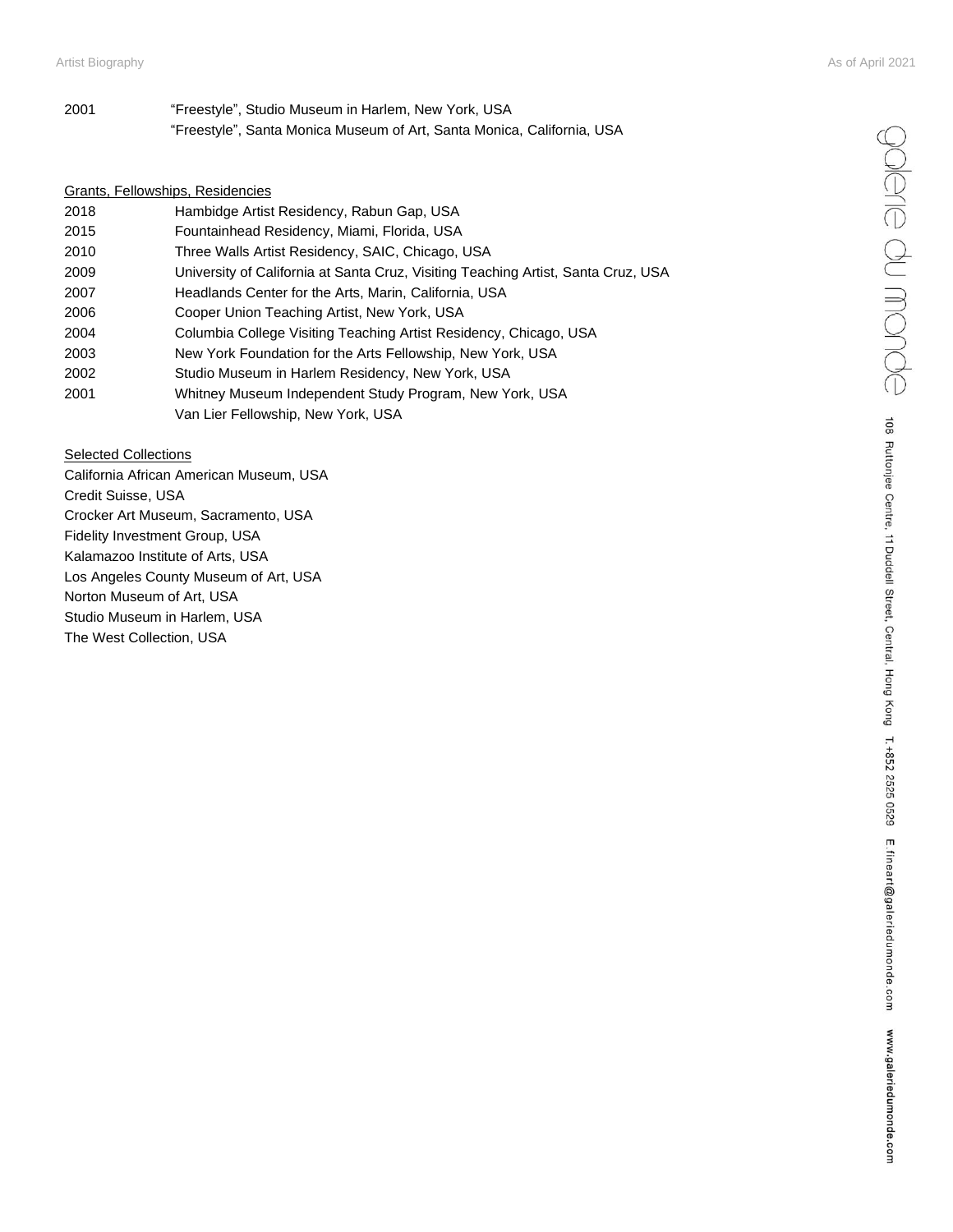2001 "Freestyle", Studio Museum in Harlem, New York, USA
"Freestyle", Santa Monica Museum of Art, Santa Monica, California, USA

## Grants, Fellowships, Residencies

2018 Hambidge Artist Residency, Rabun Gap, USA
2015 Fountainhead Residency, Miami, Florida, USA
2010 Three Walls Artist Residency, SAIC, Chicago, USA
2009 University of California at Santa Cruz, Visiting Teaching Artist, Santa Cruz, USA
2007 Headlands Center for the Arts, Marin, California, USA
2006 Cooper Union Teaching Artist, New York, USA
2004 Columbia College Visiting Teaching Artist Residency, Chicago, USA
2003 New York Foundation for the Arts Fellowship, New York, USA
2002 Studio Museum in Harlem Residency, New York, USA
2001 Whitney Museum Independent Study Program, New York, USA
Van Lier Fellowship, New York, USA

## Selected Collections

California African American Museum, USA
Credit Suisse, USA
Crocker Art Museum, Sacramento, USA
Fidelity Investment Group, USA
Kalamazoo Institute of Arts, USA
Los Angeles County Museum of Art, USA
Norton Museum of Art, USA
Studio Museum in Harlem, USA
The West Collection, USA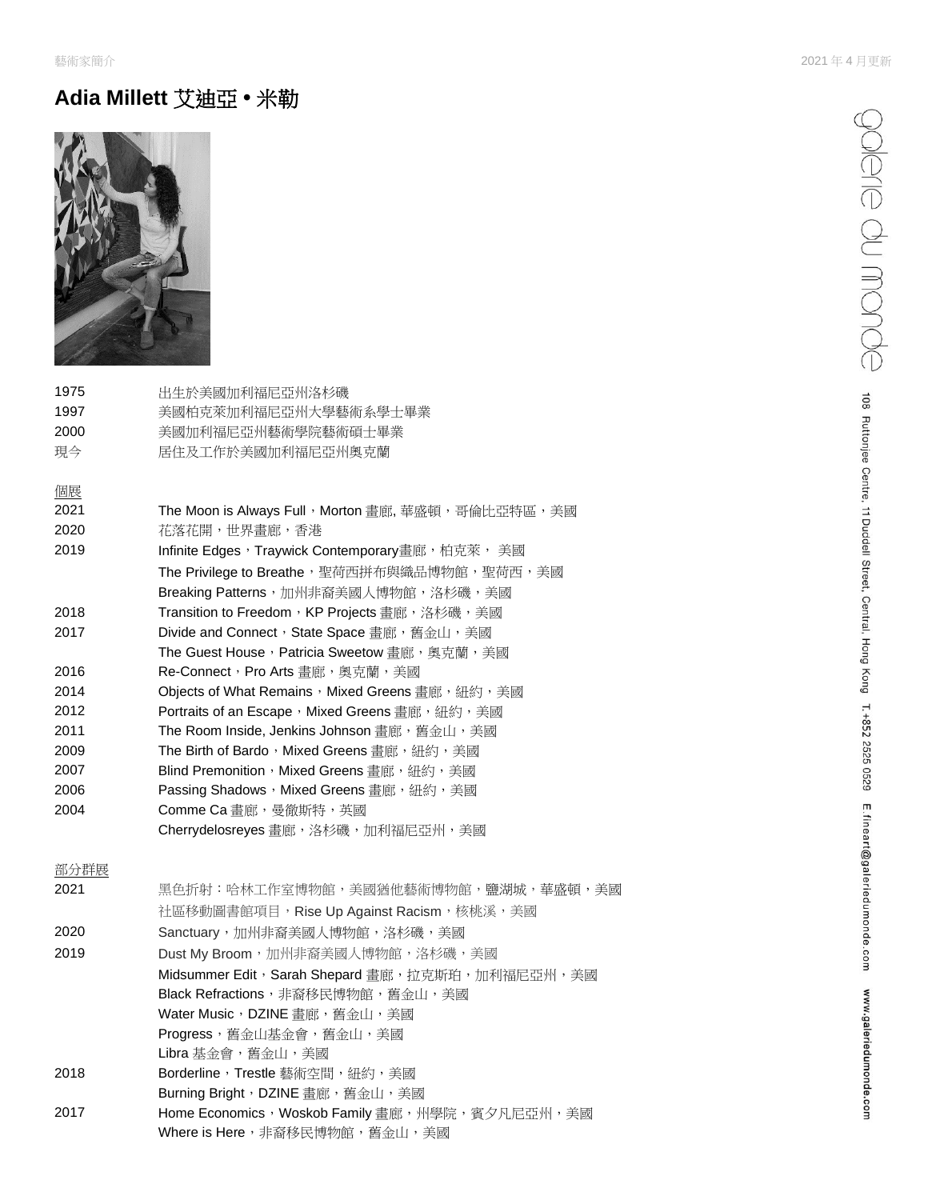# Adia Millett 艾迪亞 • 米勒

| | |
|---|---|
| 1975 | 出生於美國加利福尼亞州洛杉磯 |
| 1997 | 美國柏克萊加利福尼亞州大學藝術系學士畢業 |
| 2000 | 美國加利福尼亞州藝術學院藝術碩士畢業 |
| 現今 | 居住及工作於美國加利福尼亞州奧克蘭 |

## 個展

| | |
|---|---|
| 2021 | The Moon is Always Full，Morton 畫廊, 華盛頓，哥倫比亞特區，美國 |
| 2020 | 花落花開，世界畫廊，香港 |
| 2019 | Infinite Edges，Traywick Contemporary畫廊，柏克萊， 美國 |
| | The Privilege to Breathe，聖荷西拼布與織品博物館，聖荷西，美國 |
| | Breaking Patterns，加州非裔美國人博物館，洛杉磯，美國 |
| 2018 | Transition to Freedom，KP Projects 畫廊，洛杉磯，美國 |
| 2017 | Divide and Connect，State Space 畫廊，舊金山，美國 |
| | The Guest House，Patricia Sweetow 畫廊，奧克蘭，美國 |
| 2016 | Re-Connect，Pro Arts 畫廊，奧克蘭，美國 |
| 2014 | Objects of What Remains，Mixed Greens 畫廊，紐約，美國 |
| 2012 | Portraits of an Escape，Mixed Greens 畫廊，紐約，美國 |
| 2011 | The Room Inside, Jenkins Johnson 畫廊，舊金山，美國 |
| 2009 | The Birth of Bardo，Mixed Greens 畫廊，紐約，美國 |
| 2007 | Blind Premonition，Mixed Greens 畫廊，紐約，美國 |
| 2006 | Passing Shadows，Mixed Greens 畫廊，紐約，美國 |
| 2004 | Comme Ca 畫廊，曼徹斯特，英國 |
| | Cherrydelosreyes 畫廊，洛杉磯，加利福尼亞州，美國 |

## 部分群展

| | |
|---|---|
| 2021 | 黑色折射：哈林工作室博物館，美國猶他藝術博物館，鹽湖城，華盛頓，美國 |
| | 社區移動圖書館項目，Rise Up Against Racism，核桃溪，美國 |
| 2020 | Sanctuary，加州非裔美國人博物館，洛杉磯，美國 |
| 2019 | Dust My Broom，加州非裔美國人博物館，洛杉磯，美國 |
| | Midsummer Edit，Sarah Shepard 畫廊，拉克斯珀，加利福尼亞州，美國 |
| | Black Refractions，非裔移民博物館，舊金山，美國 |
| | Water Music，DZINE 畫廊，舊金山，美國 |
| | Progress，舊金山基金會，舊金山，美國 |
| | Libra 基金會，舊金山，美國 |
| 2018 | Borderline，Trestle 藝術空間，紐約，美國 |
| | Burning Bright，DZINE 畫廊，舊金山，美國 |
| 2017 | Home Economics，Woskob Family 畫廊，州學院，賓夕凡尼亞州，美國 |
| | Where is Here，非裔移民博物館，舊金山，美國 |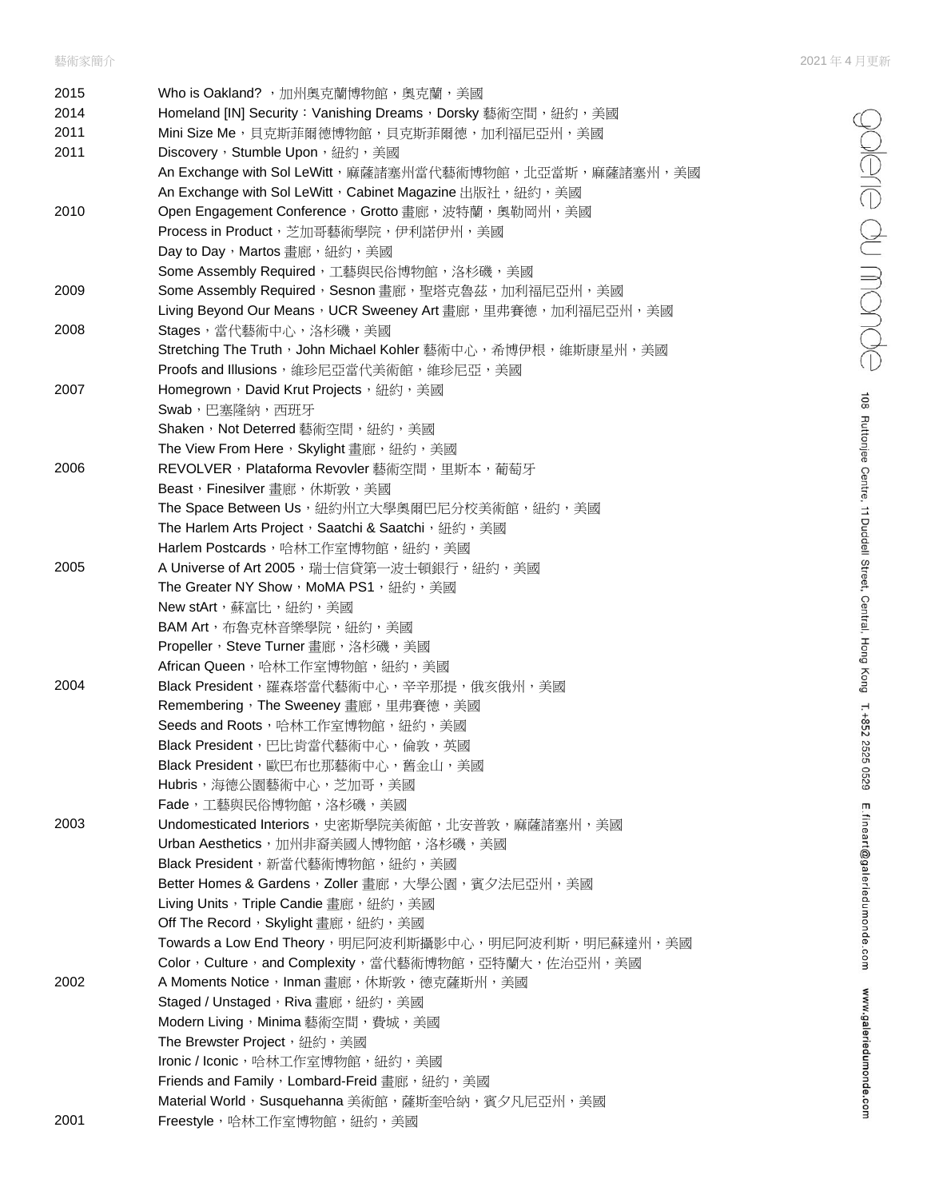| | |
|---|---|
| 2015 | Who is Oakland? ，加州奧克蘭博物館，奧克蘭，美國 |
| 2014 | Homeland [IN] Security：Vanishing Dreams，Dorsky 藝術空間，紐約，美國 |
| 2011 | Mini Size Me，貝克斯菲爾德博物館，貝克斯菲爾德，加利福尼亞州，美國 |
| 2011 | Discovery，Stumble Upon，紐約，美國 |
| | An Exchange with Sol LeWitt，麻薩諸塞州當代藝術博物館，北亞當斯，麻薩諸塞州，美國 |
| | An Exchange with Sol LeWitt，Cabinet Magazine 出版社，紐約，美國 |
| 2010 | Open Engagement Conference，Grotto 畫廊，波特蘭，奧勒岡州，美國 |
| | Process in Product，芝加哥藝術學院，伊利諾伊州，美國 |
| | Day to Day，Martos 畫廊，紐約，美國 |
| | Some Assembly Required，工藝與民俗博物館，洛杉磯，美國 |
| 2009 | Some Assembly Required，Sesnon 畫廊，聖塔克魯茲，加利福尼亞州，美國 |
| | Living Beyond Our Means，UCR Sweeney Art 畫廊，里弗賽德，加利福尼亞州，美國 |
| 2008 | Stages，當代藝術中心，洛杉磯，美國 |
| | Stretching The Truth，John Michael Kohler 藝術中心，希博伊根，維斯康星州，美國 |
| | Proofs and Illusions，維珍尼亞當代美術館，維珍尼亞，美國 |
| 2007 | Homegrown，David Krut Projects，紐約，美國 |
| | Swab，巴塞隆納，西班牙 |
| | Shaken，Not Deterred 藝術空間，紐約，美國 |
| | The View From Here，Skylight 畫廊，紐約，美國 |
| 2006 | REVOLVER，Plataforma Revovler 藝術空間，里斯本，葡萄牙 |
| | Beast，Finesilver 畫廊，休斯敦，美國 |
| | The Space Between Us，紐約州立大學奧爾巴尼分校美術館，紐約，美國 |
| | The Harlem Arts Project，Saatchi & Saatchi，紐約，美國 |
| | Harlem Postcards，哈林工作室博物館，紐約，美國 |
| 2005 | A Universe of Art 2005，瑞士信貸第一波士頓銀行，紐約，美國 |
| | The Greater NY Show，MoMA PS1，紐約，美國 |
| | New stArt，蘇富比，紐約，美國 |
| | BAM Art，布魯克林音樂學院，紐約，美國 |
| | Propeller，Steve Turner 畫廊，洛杉磯，美國 |
| | African Queen，哈林工作室博物館，紐約，美國 |
| 2004 | Black President，羅森塔當代藝術中心，辛辛那提，俄亥俄州，美國 |
| | Remembering，The Sweeney 畫廊，里弗賽德，美國 |
| | Seeds and Roots，哈林工作室博物館，紐約，美國 |
| | Black President，巴比肯當代藝術中心，倫敦，英國 |
| | Black President，歐巴布也那藝術中心，舊金山，美國 |
| | Hubris，海德公園藝術中心，芝加哥，美國 |
| | Fade，工藝與民俗博物館，洛杉磯，美國 |
| 2003 | Undomesticated Interiors，史密斯學院美術館，北安普敦，麻薩諸塞州，美國 |
| | Urban Aesthetics，加州非裔美國人博物館，洛杉磯，美國 |
| | Black President，新當代藝術博物館，紐約，美國 |
| | Better Homes & Gardens，Zoller 畫廊，大學公園，賓夕法尼亞州，美國 |
| | Living Units，Triple Candie 畫廊，紐約，美國 |
| | Off The Record，Skylight 畫廊，紐約，美國 |
| | Towards a Low End Theory，明尼阿波利斯攝影中心，明尼阿波利斯，明尼蘇達州，美國 |
| | Color，Culture，and Complexity，當代藝術博物館，亞特蘭大，佐治亞州，美國 |
| 2002 | A Moments Notice，Inman 畫廊，休斯敦，德克薩斯州，美國 |
| | Staged / Unstaged，Riva 畫廊，紐約，美國 |
| | Modern Living，Minima 藝術空間，費城，美國 |
| | The Brewster Project，紐約，美國 |
| | Ironic / Iconic，哈林工作室博物館，紐約，美國 |
| | Friends and Family，Lombard-Freid 畫廊，紐約，美國 |
| | Material World，Susquehanna 美術館，薩斯奎哈納，賓夕凡尼亞州，美國 |
| 2001 | Freestyle，哈林工作室博物館，紐約，美國 |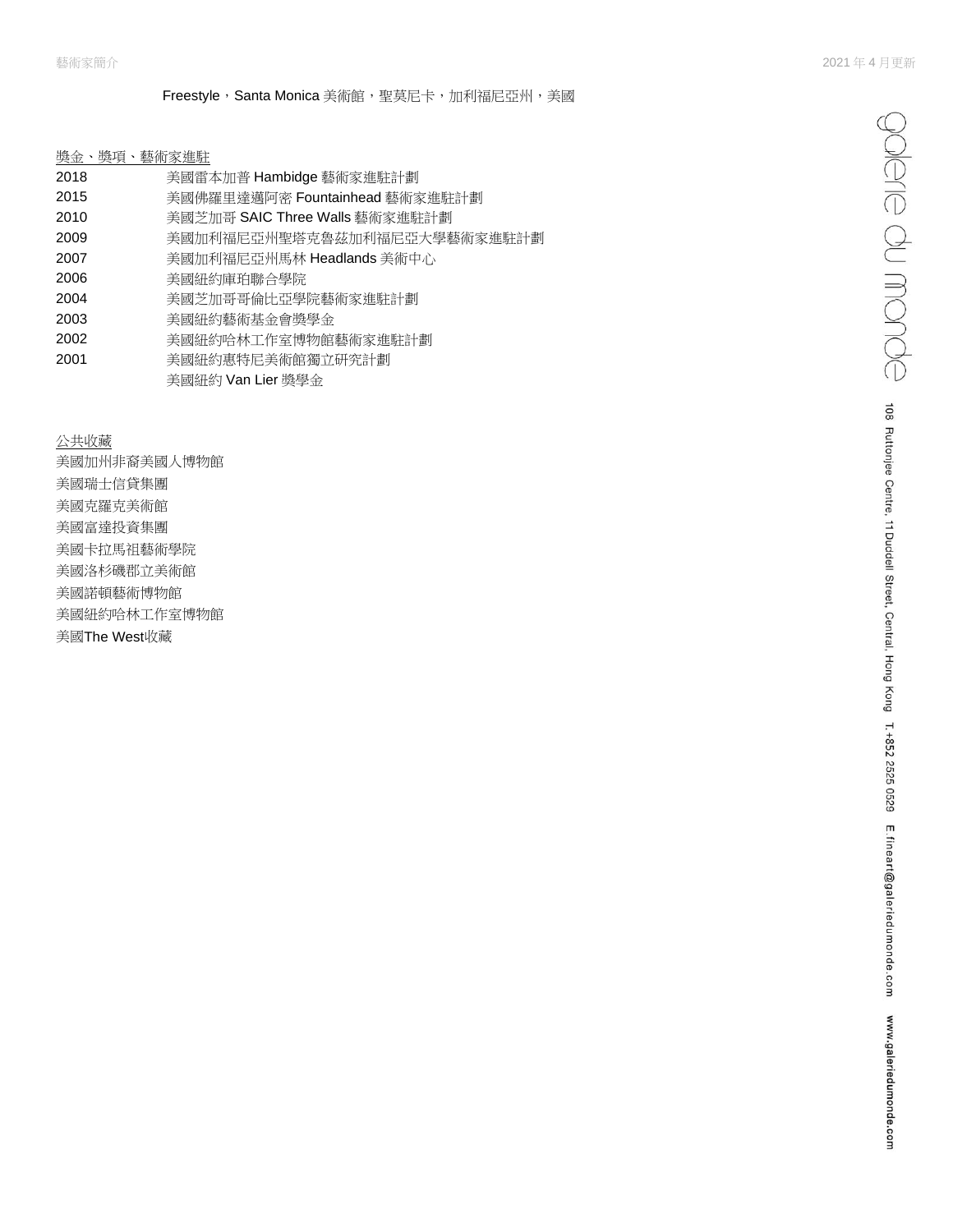Freestyle，Santa Monica 美術館，聖莫尼卡，加利福尼亞州，美國

## 獎金、獎項、藝術家進駐

| | |
|---|---|
| 2018 | 美國雷本加普 Hambidge 藝術家進駐計劃 |
| 2015 | 美國佛羅里達邁阿密 Fountainhead 藝術家進駐計劃 |
| 2010 | 美國芝加哥 SAIC Three Walls 藝術家進駐計劃 |
| 2009 | 美國加利福尼亞州聖塔克魯茲加利福尼亞大學藝術家進駐計劃 |
| 2007 | 美國加利福尼亞州馬林 Headlands 美術中心 |
| 2006 | 美國紐約庫珀聯合學院 |
| 2004 | 美國芝加哥哥倫比亞學院藝術家進駐計劃 |
| 2003 | 美國紐約藝術基金會獎學金 |
| 2002 | 美國紐約哈林工作室博物館藝術家進駐計劃 |
| 2001 | 美國紐約惠特尼美術館獨立研究計劃 |
| | 美國紐約 Van Lier 獎學金 |

## 公共收藏

美國加州非裔美國人博物館

美國瑞士信貸集團

美國克羅克美術館

美國富達投資集團

美國卡拉馬祖藝術學院

美國洛杉磯郡立美術館

美國諾頓藝術博物館

美國紐約哈林工作室博物館

美國The West收藏